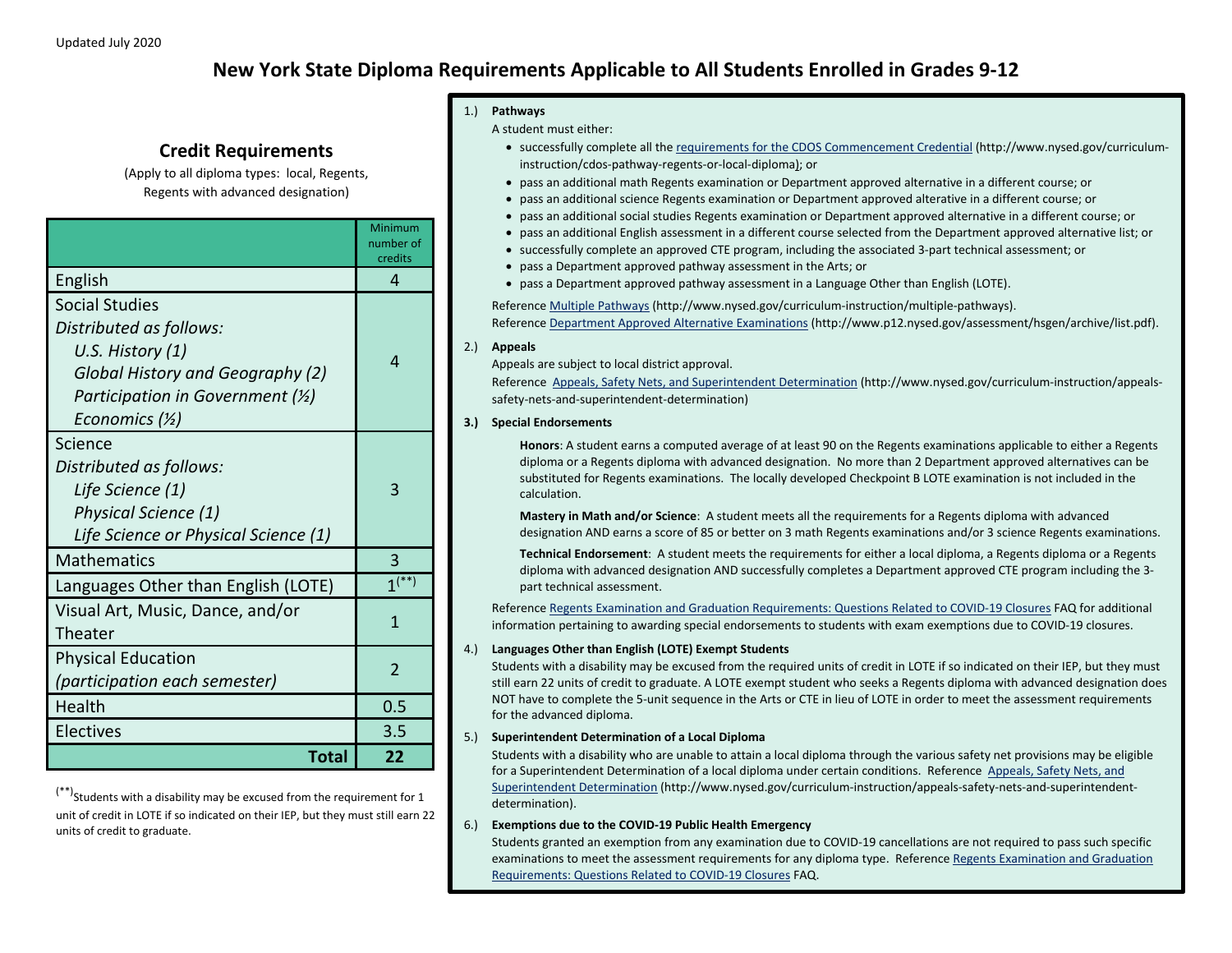Updated July 2020

# New York State Diploma Requirements Applicable to All Students Enrolled in Grades 9-12

## Credit Requirements

(Apply to all diploma types: local, Regents, Regents with advanced designation)

| | Minimum number of credits |
|---|---|
| English | 4 |
| Social Studies<br>*Distributed as follows:*<br>*U.S. History (1)*<br>*Global History and Geography (2)*<br>*Participation in Government (½)*<br>*Economics (½)* | 4 |
| Science<br>*Distributed as follows:*<br>*Life Science (1)*<br>*Physical Science (1)*<br>*Life Science or Physical Science (1)* | 3 |
| Mathematics | 3 |
| Languages Other than English (LOTE) | 1[**] |
| Visual Art, Music, Dance, and/or Theater | 1 |
| Physical Education<br>*(participation each semester)* | 2 |
| Health | 0.5 |
| Electives | 3.5 |
| **Total** | **22** |

[**]Students with a disability may be excused from the requirement for 1 unit of credit in LOTE if so indicated on their IEP, but they must still earn 22 units of credit to graduate.

1.) **Pathways**

A student must either:

- successfully complete all the requirements for the CDOS Commencement Credential (http://www.nysed.gov/curriculum-instruction/cdos-pathway-regents-or-local-diploma); or
- pass an additional math Regents examination or Department approved alternative in a different course; or
- pass an additional science Regents examination or Department approved alterative in a different course; or
- pass an additional social studies Regents examination or Department approved alternative in a different course; or
- pass an additional English assessment in a different course selected from the Department approved alternative list; or
- successfully complete an approved CTE program, including the associated 3-part technical assessment; or
- pass a Department approved pathway assessment in the Arts; or
- pass a Department approved pathway assessment in a Language Other than English (LOTE).

Reference Multiple Pathways (http://www.nysed.gov/curriculum-instruction/multiple-pathways).
Reference Department Approved Alternative Examinations (http://www.p12.nysed.gov/assessment/hsgen/archive/list.pdf).

2.) **Appeals**

Appeals are subject to local district approval.
Reference Appeals, Safety Nets, and Superintendent Determination (http://www.nysed.gov/curriculum-instruction/appeals-safety-nets-and-superintendent-determination)

**3.) Special Endorsements**

**Honors**: A student earns a computed average of at least 90 on the Regents examinations applicable to either a Regents diploma or a Regents diploma with advanced designation. No more than 2 Department approved alternatives can be substituted for Regents examinations. The locally developed Checkpoint B LOTE examination is not included in the calculation.

**Mastery in Math and/or Science**: A student meets all the requirements for a Regents diploma with advanced designation AND earns a score of 85 or better on 3 math Regents examinations and/or 3 science Regents examinations.

**Technical Endorsement**: A student meets the requirements for either a local diploma, a Regents diploma or a Regents diploma with advanced designation AND successfully completes a Department approved CTE program including the 3-part technical assessment.

Reference Regents Examination and Graduation Requirements: Questions Related to COVID-19 Closures FAQ for additional information pertaining to awarding special endorsements to students with exam exemptions due to COVID-19 closures.

4.) **Languages Other than English (LOTE) Exempt Students**

Students with a disability may be excused from the required units of credit in LOTE if so indicated on their IEP, but they must still earn 22 units of credit to graduate. A LOTE exempt student who seeks a Regents diploma with advanced designation does NOT have to complete the 5-unit sequence in the Arts or CTE in lieu of LOTE in order to meet the assessment requirements for the advanced diploma.

5.) **Superintendent Determination of a Local Diploma**

Students with a disability who are unable to attain a local diploma through the various safety net provisions may be eligible for a Superintendent Determination of a local diploma under certain conditions. Reference Appeals, Safety Nets, and Superintendent Determination (http://www.nysed.gov/curriculum-instruction/appeals-safety-nets-and-superintendent-determination).

6.) **Exemptions due to the COVID-19 Public Health Emergency**

Students granted an exemption from any examination due to COVID-19 cancellations are not required to pass such specific examinations to meet the assessment requirements for any diploma type. Reference Regents Examination and Graduation Requirements: Questions Related to COVID-19 Closures FAQ.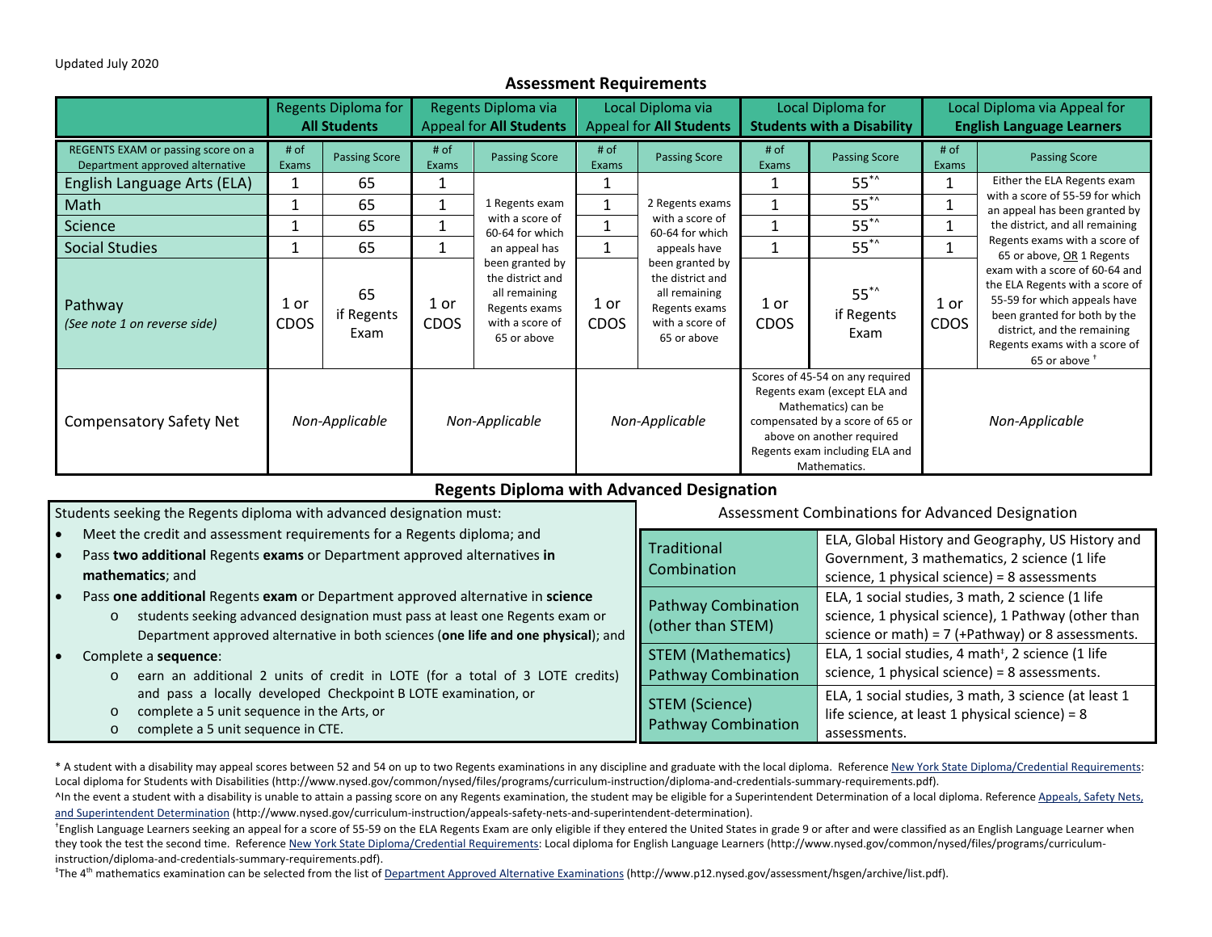Updated July 2020

## Assessment Requirements

| | Regents Diploma for **All Students** | | Regents Diploma via Appeal for **All Students** | | Local Diploma via Appeal for **All Students** | | Local Diploma for **Students with a Disability** | | Local Diploma via Appeal for **English Language Learners** | |
|---|---|---|---|---|---|---|---|---|---|---|
| REGENTS EXAM or passing score on a Department approved alternative | # of Exams | Passing Score | # of Exams | Passing Score | # of Exams | Passing Score | # of Exams | Passing Score | # of Exams | Passing Score |
| English Language Arts (ELA) | 1 | 65 | 1 | 1 Regents exam with a score of 60-64 for which an appeal has been granted by the district and all remaining Regents exams with a score of 65 or above | 1 | 2 Regents exams with a score of 60-64 for which appeals have been granted by the district and all remaining Regents exams with a score of 65 or above | 1 | 55*^ | 1 | Either the ELA Regents exam with a score of 55-59 for which an appeal has been granted by the district, and all remaining Regents exams with a score of 65 or above, OR 1 Regents exam with a score of 60-64 and the ELA Regents with a score of 55-59 for which appeals have been granted for both by the district, and the remaining Regents exams with a score of 65 or above † |
| Math | 1 | 65 | 1 | | 1 | | 1 | 55*^ | 1 | |
| Science | 1 | 65 | 1 | | 1 | | 1 | 55*^ | 1 | |
| Social Studies | 1 | 65 | 1 | | 1 | | 1 | 55*^ | 1 | |
| Pathway *(See note 1 on reverse side)* | 1 or CDOS | 65 if Regents Exam | 1 or CDOS | | 1 or CDOS | | 1 or CDOS | 55*^ if Regents Exam | 1 or CDOS | |
| Compensatory Safety Net | *Non-Applicable* | | *Non-Applicable* | | *Non-Applicable* | | Scores of 45-54 on any required Regents exam (except ELA and Mathematics) can be compensated by a score of 65 or above on another required Regents exam including ELA and Mathematics. | | *Non-Applicable* | |

## Regents Diploma with Advanced Designation

Students seeking the Regents diploma with advanced designation must:

- Meet the credit and assessment requirements for a Regents diploma; and
- Pass **two additional** Regents **exams** or Department approved alternatives **in mathematics**; and
- Pass **one additional** Regents **exam** or Department approved alternative in **science**
  - students seeking advanced designation must pass at least one Regents exam or Department approved alternative in both sciences (**one life and one physical**); and
- Complete a **sequence**:
  - earn an additional 2 units of credit in LOTE (for a total of 3 LOTE credits) and pass a locally developed Checkpoint B LOTE examination, or
  - complete a 5 unit sequence in the Arts, or
  - complete a 5 unit sequence in CTE.

Assessment Combinations for Advanced Designation

| | |
|---|---|
| Traditional Combination | ELA, Global History and Geography, US History and Government, 3 mathematics, 2 science (1 life science, 1 physical science) = 8 assessments |
| Pathway Combination (other than STEM) | ELA, 1 social studies, 3 math, 2 science (1 life science, 1 physical science), 1 Pathway (other than science or math) = 7 (+Pathway) or 8 assessments. |
| STEM (Mathematics) Pathway Combination | ELA, 1 social studies, 4 math‡, 2 science (1 life science, 1 physical science) = 8 assessments. |
| STEM (Science) Pathway Combination | ELA, 1 social studies, 3 math, 3 science (at least 1 life science, at least 1 physical science) = 8 assessments. |

* A student with a disability may appeal scores between 52 and 54 on up to two Regents examinations in any discipline and graduate with the local diploma. Reference New York State Diploma/Credential Requirements: Local diploma for Students with Disabilities (http://www.nysed.gov/common/nysed/files/programs/curriculum-instruction/diploma-and-credentials-summary-requirements.pdf).

^In the event a student with a disability is unable to attain a passing score on any Regents examination, the student may be eligible for a Superintendent Determination of a local diploma. Reference Appeals, Safety Nets, and Superintendent Determination (http://www.nysed.gov/curriculum-instruction/appeals-safety-nets-and-superintendent-determination).

†English Language Learners seeking an appeal for a score of 55-59 on the ELA Regents Exam are only eligible if they entered the United States in grade 9 or after and were classified as an English Language Learner when they took the test the second time. Reference New York State Diploma/Credential Requirements: Local diploma for English Language Learners (http://www.nysed.gov/common/nysed/files/programs/curriculum-instruction/diploma-and-credentials-summary-requirements.pdf).

‡The 4th mathematics examination can be selected from the list of Department Approved Alternative Examinations (http://www.p12.nysed.gov/assessment/hsgen/archive/list.pdf).